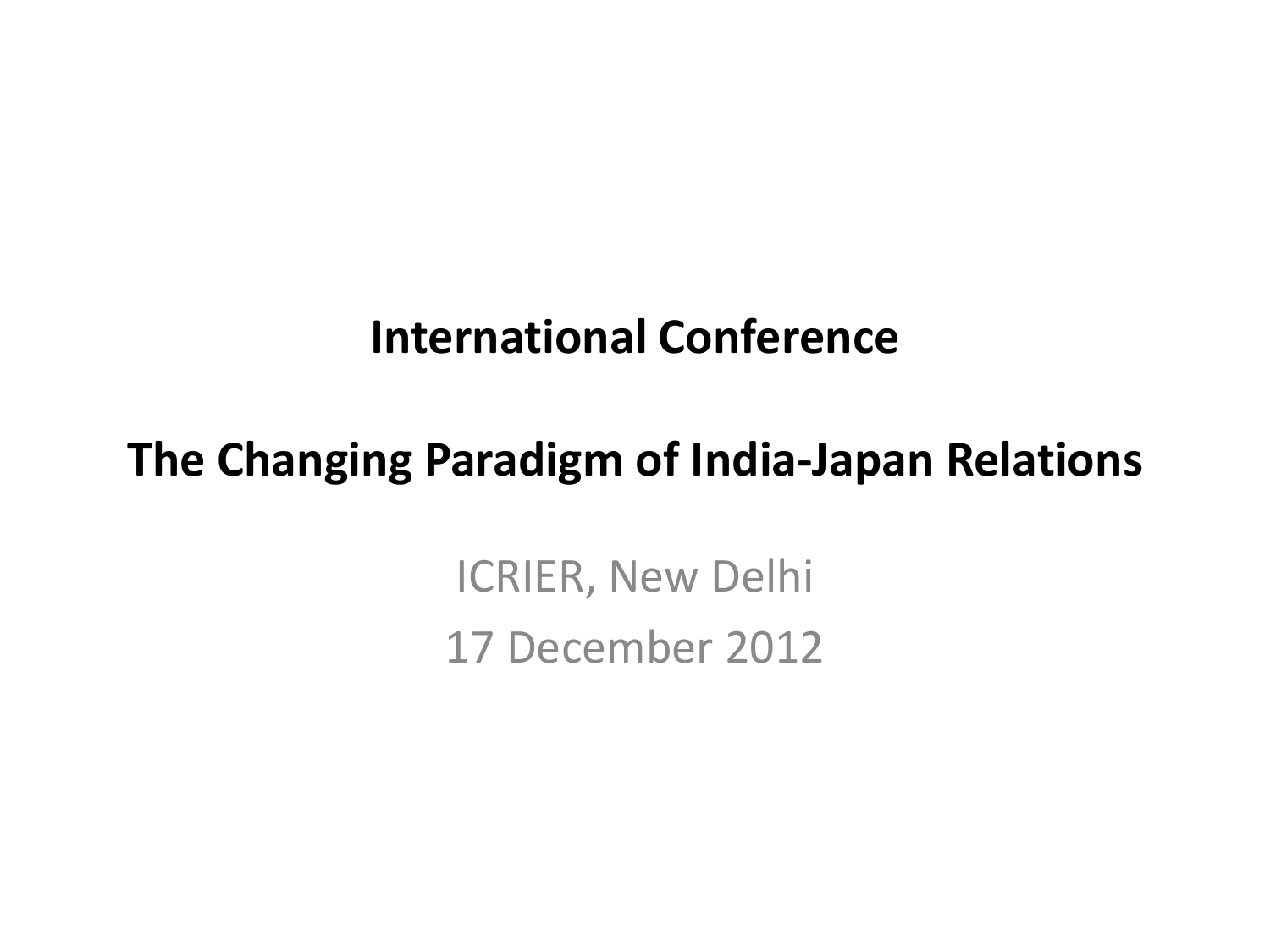# International Conference

# The Changing Paradigm of India-Japan Relations

ICRIER, New Delhi

17 December 2012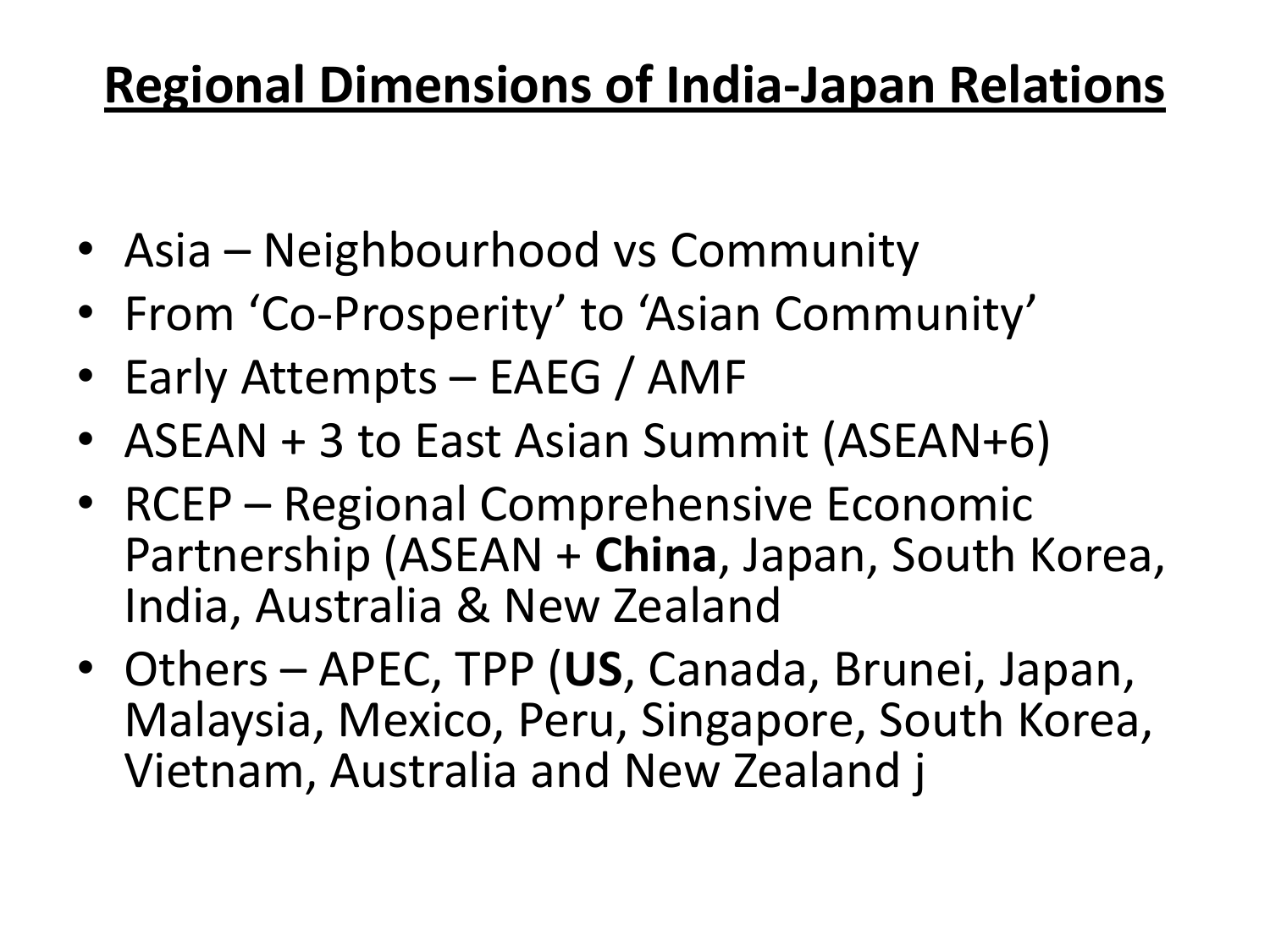# Regional Dimensions of India-Japan Relations

- Asia – Neighbourhood vs Community
- From 'Co-Prosperity' to 'Asian Community'
- Early Attempts – EAEG / AMF
- ASEAN + 3 to East Asian Summit (ASEAN+6)
- RCEP – Regional Comprehensive Economic Partnership (ASEAN + **China**, Japan, South Korea, India, Australia & New Zealand
- Others – APEC, TPP (**US**, Canada, Brunei, Japan, Malaysia, Mexico, Peru, Singapore, South Korea, Vietnam, Australia and New Zealand j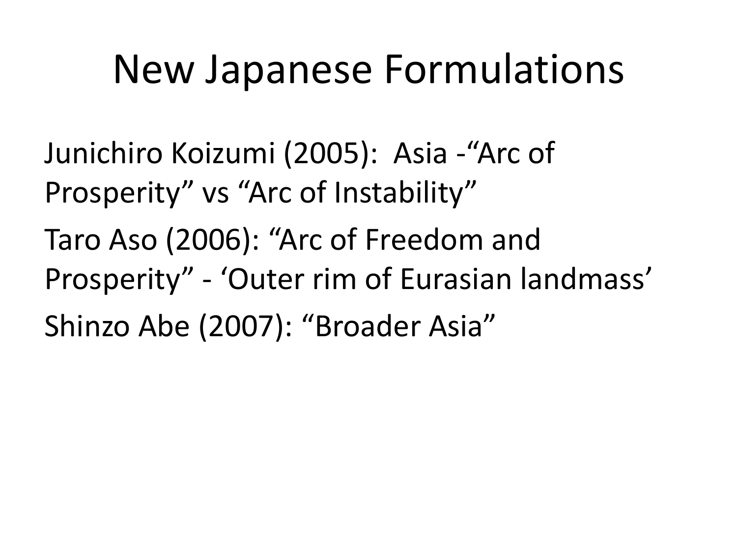# New Japanese Formulations

Junichiro Koizumi (2005): Asia -“Arc of Prosperity” vs “Arc of Instability”

Taro Aso (2006): “Arc of Freedom and Prosperity” - ‘Outer rim of Eurasian landmass’

Shinzo Abe (2007): “Broader Asia”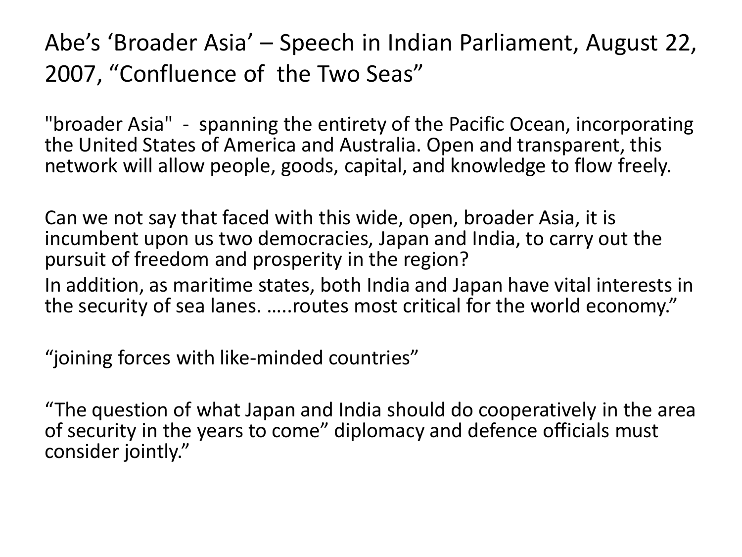# Abe's 'Broader Asia' – Speech in Indian Parliament, August 22, 2007, "Confluence of the Two Seas"

"broader Asia" - spanning the entirety of the Pacific Ocean, incorporating the United States of America and Australia. Open and transparent, this network will allow people, goods, capital, and knowledge to flow freely.

Can we not say that faced with this wide, open, broader Asia, it is incumbent upon us two democracies, Japan and India, to carry out the pursuit of freedom and prosperity in the region?
In addition, as maritime states, both India and Japan have vital interests in the security of sea lanes. …..routes most critical for the world economy."

"joining forces with like-minded countries"

"The question of what Japan and India should do cooperatively in the area of security in the years to come" diplomacy and defence officials must consider jointly."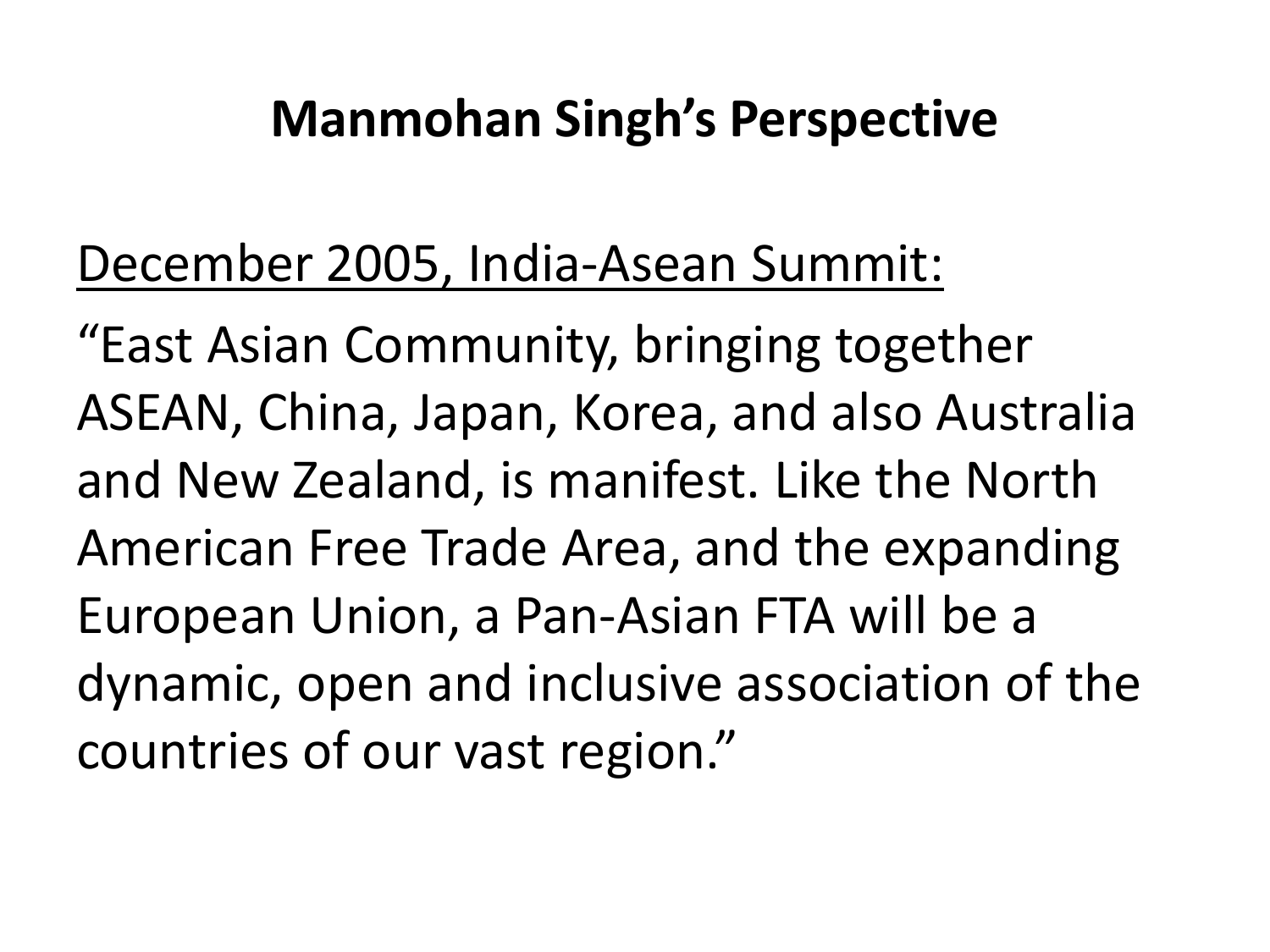# Manmohan Singh's Perspective

<u>December 2005, India-Asean Summit:</u>

"East Asian Community, bringing together ASEAN, China, Japan, Korea, and also Australia and New Zealand, is manifest. Like the North American Free Trade Area, and the expanding European Union, a Pan-Asian FTA will be a dynamic, open and inclusive association of the countries of our vast region."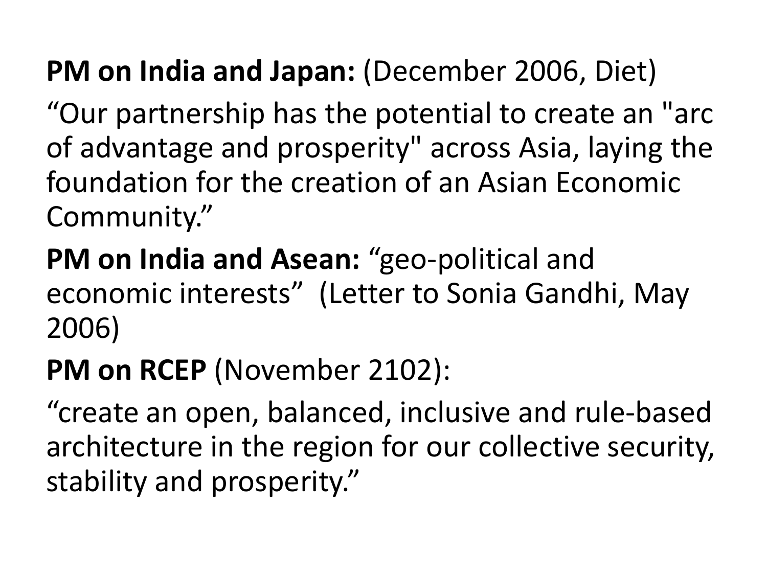**PM on India and Japan:** (December 2006, Diet)

“Our partnership has the potential to create an "arc of advantage and prosperity" across Asia, laying the foundation for the creation of an Asian Economic Community.”

**PM on India and Asean:** “geo-political and economic interests” (Letter to Sonia Gandhi, May 2006)

**PM on RCEP** (November 2102):

“create an open, balanced, inclusive and rule-based architecture in the region for our collective security, stability and prosperity.”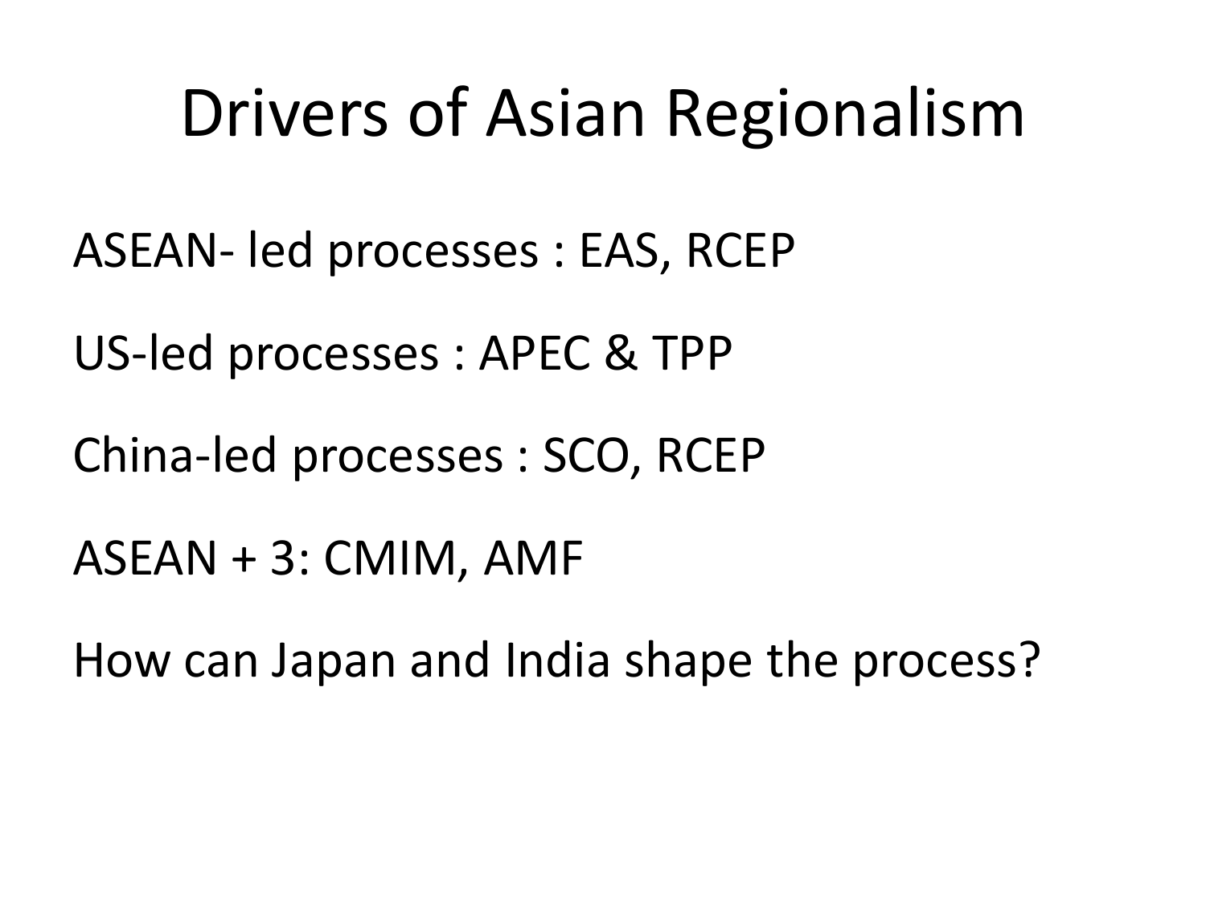# Drivers of Asian Regionalism

ASEAN- led processes : EAS, RCEP

US-led processes : APEC & TPP

China-led processes : SCO, RCEP

ASEAN + 3: CMIM, AMF

How can Japan and India shape the process?